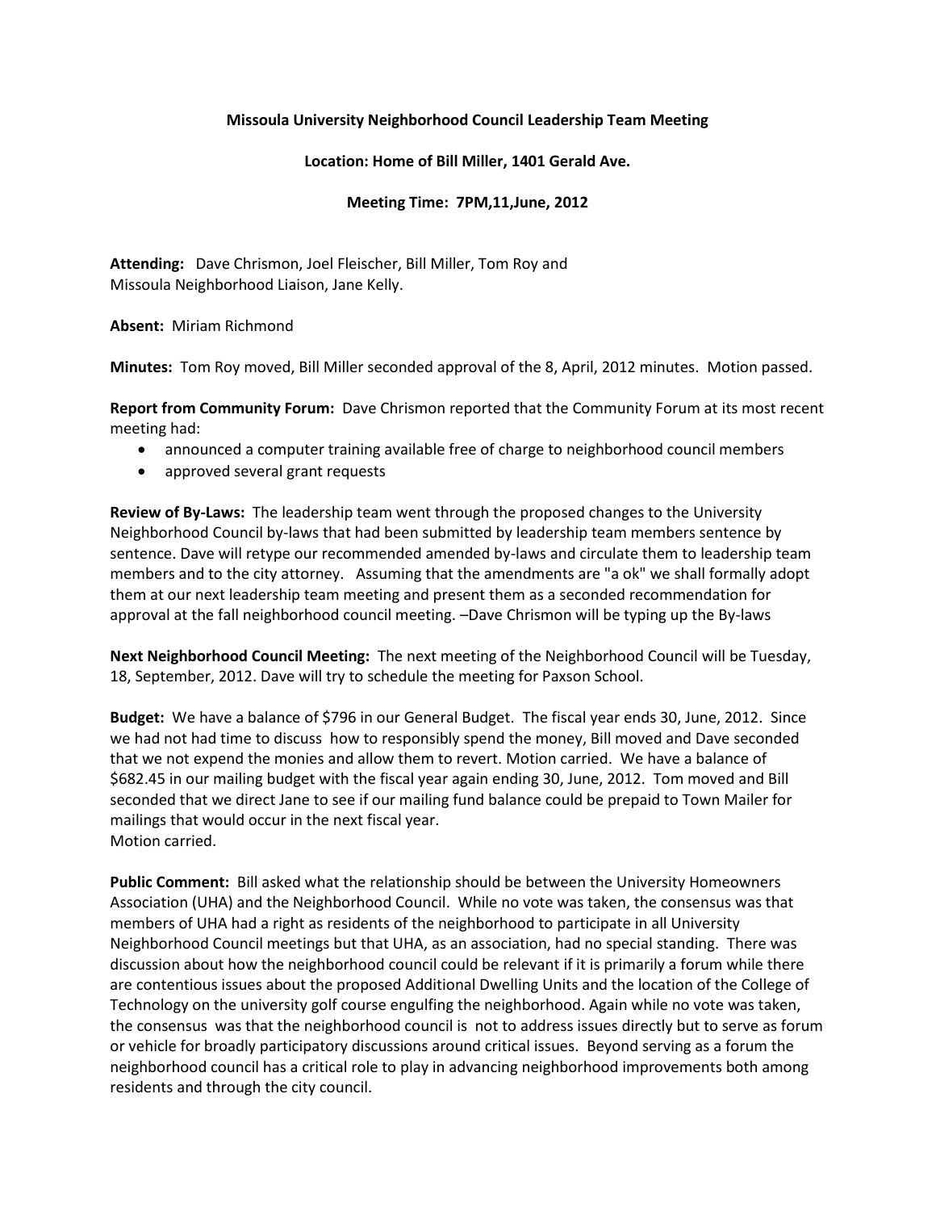**Missoula University Neighborhood Council Leadership Team Meeting**

**Location: Home of Bill Miller, 1401 Gerald Ave.**

**Meeting Time: 7PM,11,June, 2012**

**Attending:** Dave Chrismon, Joel Fleischer, Bill Miller, Tom Roy and Missoula Neighborhood Liaison, Jane Kelly.

**Absent:** Miriam Richmond

**Minutes:** Tom Roy moved, Bill Miller seconded approval of the 8, April, 2012 minutes. Motion passed.

**Report from Community Forum:** Dave Chrismon reported that the Community Forum at its most recent meeting had:

- announced a computer training available free of charge to neighborhood council members
- approved several grant requests

**Review of By-Laws:** The leadership team went through the proposed changes to the University Neighborhood Council by-laws that had been submitted by leadership team members sentence by sentence. Dave will retype our recommended amended by-laws and circulate them to leadership team members and to the city attorney. Assuming that the amendments are "a ok" we shall formally adopt them at our next leadership team meeting and present them as a seconded recommendation for approval at the fall neighborhood council meeting. –Dave Chrismon will be typing up the By-laws

**Next Neighborhood Council Meeting:** The next meeting of the Neighborhood Council will be Tuesday, 18, September, 2012. Dave will try to schedule the meeting for Paxson School.

**Budget:** We have a balance of $796 in our General Budget. The fiscal year ends 30, June, 2012. Since we had not had time to discuss how to responsibly spend the money, Bill moved and Dave seconded that we not expend the monies and allow them to revert. Motion carried. We have a balance of $682.45 in our mailing budget with the fiscal year again ending 30, June, 2012. Tom moved and Bill seconded that we direct Jane to see if our mailing fund balance could be prepaid to Town Mailer for mailings that would occur in the next fiscal year.
Motion carried.

**Public Comment:** Bill asked what the relationship should be between the University Homeowners Association (UHA) and the Neighborhood Council. While no vote was taken, the consensus was that members of UHA had a right as residents of the neighborhood to participate in all University Neighborhood Council meetings but that UHA, as an association, had no special standing. There was discussion about how the neighborhood council could be relevant if it is primarily a forum while there are contentious issues about the proposed Additional Dwelling Units and the location of the College of Technology on the university golf course engulfing the neighborhood. Again while no vote was taken, the consensus was that the neighborhood council is not to address issues directly but to serve as forum or vehicle for broadly participatory discussions around critical issues. Beyond serving as a forum the neighborhood council has a critical role to play in advancing neighborhood improvements both among residents and through the city council.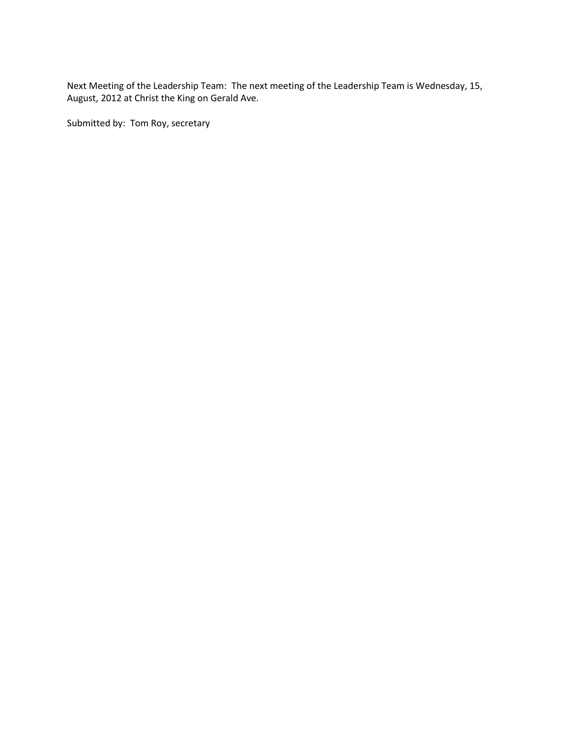Next Meeting of the Leadership Team: The next meeting of the Leadership Team is Wednesday, 15, August, 2012 at Christ the King on Gerald Ave.

Submitted by: Tom Roy, secretary